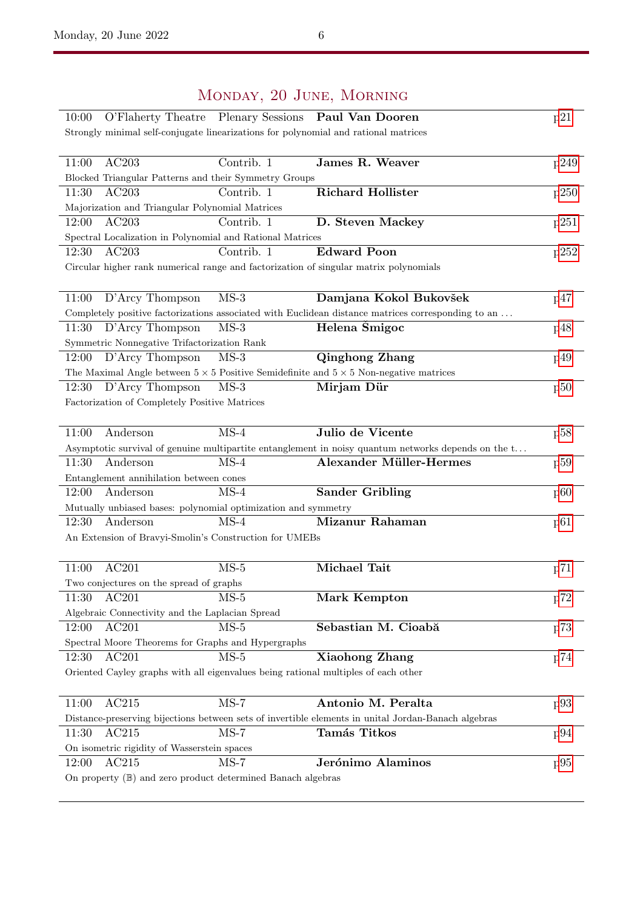# Monday, 20 June, Morning

| Time | Room | Session | Speaker | Page |
|---|---|---|---|---|
| 10:00 | O'Flaherty Theatre | Plenary Sessions | **Paul Van Dooren** | p21 |
| Strongly minimal self-conjugate linearizations for polynomial and rational matrices | | | | |
| 11:00 | AC203 | Contrib. 1 | **James R. Weaver** | p249 |
| Blocked Triangular Patterns and their Symmetry Groups | | | | |
| 11:30 | AC203 | Contrib. 1 | **Richard Hollister** | p250 |
| Majorization and Triangular Polynomial Matrices | | | | |
| 12:00 | AC203 | Contrib. 1 | **D. Steven Mackey** | p251 |
| Spectral Localization in Polynomial and Rational Matrices | | | | |
| 12:30 | AC203 | Contrib. 1 | **Edward Poon** | p252 |
| Circular higher rank numerical range and factorization of singular matrix polynomials | | | | |
| 11:00 | D'Arcy Thompson | MS-3 | **Damjana Kokol Bukovšek** | p47 |
| Completely positive factorizations associated with Euclidean distance matrices corresponding to an ... | | | | |
| 11:30 | D'Arcy Thompson | MS-3 | **Helena Šmigoc** | p48 |
| Symmetric Nonnegative Trifactorization Rank | | | | |
| 12:00 | D'Arcy Thompson | MS-3 | **Qinghong Zhang** | p49 |
| The Maximal Angle between $5 \times 5$ Positive Semidefinite and $5 \times 5$ Non-negative matrices | | | | |
| 12:30 | D'Arcy Thompson | MS-3 | **Mirjam Dür** | p50 |
| Factorization of Completely Positive Matrices | | | | |
| 11:00 | Anderson | MS-4 | **Julio de Vicente** | p58 |
| Asymptotic survival of genuine multipartite entanglement in noisy quantum networks depends on the t... | | | | |
| 11:30 | Anderson | MS-4 | **Alexander Müller-Hermes** | p59 |
| Entanglement annihilation between cones | | | | |
| 12:00 | Anderson | MS-4 | **Sander Gribling** | p60 |
| Mutually unbiased bases: polynomial optimization and symmetry | | | | |
| 12:30 | Anderson | MS-4 | **Mizanur Rahaman** | p61 |
| An Extension of Bravyi-Smolin's Construction for UMEBs | | | | |
| 11:00 | AC201 | MS-5 | **Michael Tait** | p71 |
| Two conjectures on the spread of graphs | | | | |
| 11:30 | AC201 | MS-5 | **Mark Kempton** | p72 |
| Algebraic Connectivity and the Laplacian Spread | | | | |
| 12:00 | AC201 | MS-5 | **Sebastian M. Cioabă** | p73 |
| Spectral Moore Theorems for Graphs and Hypergraphs | | | | |
| 12:30 | AC201 | MS-5 | **Xiaohong Zhang** | p74 |
| Oriented Cayley graphs with all eigenvalues being rational multiples of each other | | | | |
| 11:00 | AC215 | MS-7 | **Antonio M. Peralta** | p93 |
| Distance-preserving bijections between sets of invertible elements in unital Jordan-Banach algebras | | | | |
| 11:30 | AC215 | MS-7 | **Tamás Titkos** | p94 |
| On isometric rigidity of Wasserstein spaces | | | | |
| 12:00 | AC215 | MS-7 | **Jerónimo Alaminos** | p95 |
| On property ($\mathbb{B}$) and zero product determined Banach algebras | | | | |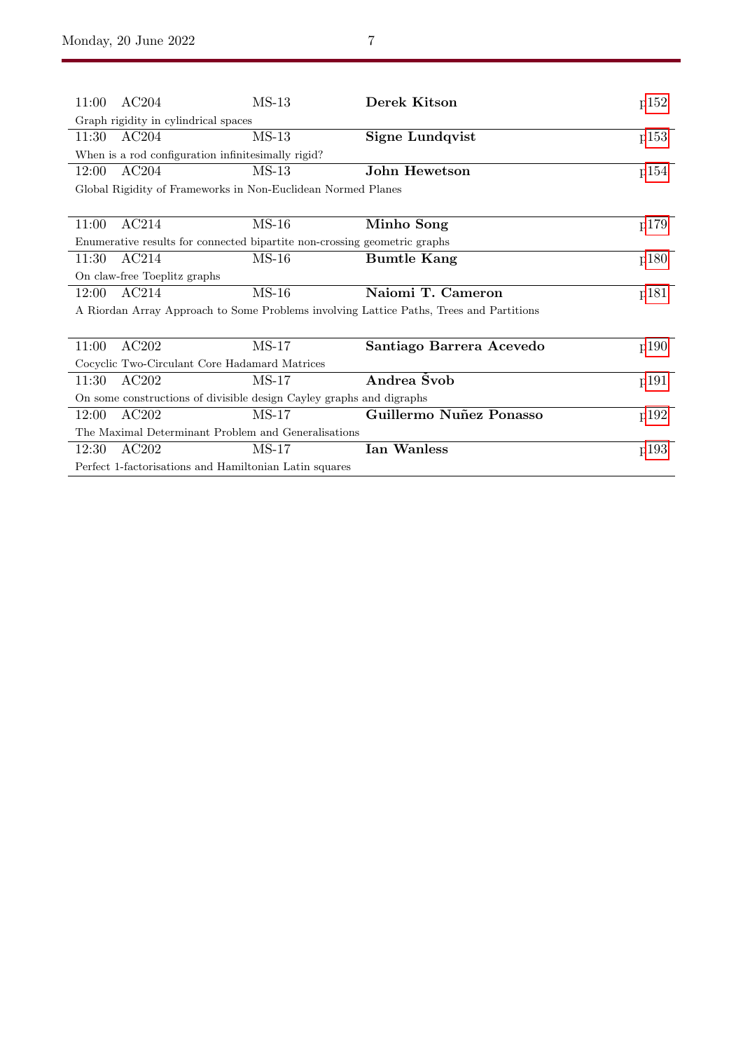| Time | Room | Session | Speaker | Page |
|---|---|---|---|---|
| 11:00 | AC204 | MS-13 | **Derek Kitson** | p152 |
| Graph rigidity in cylindrical spaces | | | | |
| 11:30 | AC204 | MS-13 | **Signe Lundqvist** | p153 |
| When is a rod configuration infinitesimally rigid? | | | | |
| 12:00 | AC204 | MS-13 | **John Hewetson** | p154 |
| Global Rigidity of Frameworks in Non-Euclidean Normed Planes | | | | |

| Time | Room | Session | Speaker | Page |
|---|---|---|---|---|
| 11:00 | AC214 | MS-16 | **Minho Song** | p179 |
| Enumerative results for connected bipartite non-crossing geometric graphs | | | | |
| 11:30 | AC214 | MS-16 | **Bumtle Kang** | p180 |
| On claw-free Toeplitz graphs | | | | |
| 12:00 | AC214 | MS-16 | **Naiomi T. Cameron** | p181 |
| A Riordan Array Approach to Some Problems involving Lattice Paths, Trees and Partitions | | | | |

| Time | Room | Session | Speaker | Page |
|---|---|---|---|---|
| 11:00 | AC202 | MS-17 | **Santiago Barrera Acevedo** | p190 |
| Cocyclic Two-Circulant Core Hadamard Matrices | | | | |
| 11:30 | AC202 | MS-17 | **Andrea Švob** | p191 |
| On some constructions of divisible design Cayley graphs and digraphs | | | | |
| 12:00 | AC202 | MS-17 | **Guillermo Nuñez Ponasso** | p192 |
| The Maximal Determinant Problem and Generalisations | | | | |
| 12:30 | AC202 | MS-17 | **Ian Wanless** | p193 |
| Perfect 1-factorisations and Hamiltonian Latin squares | | | | |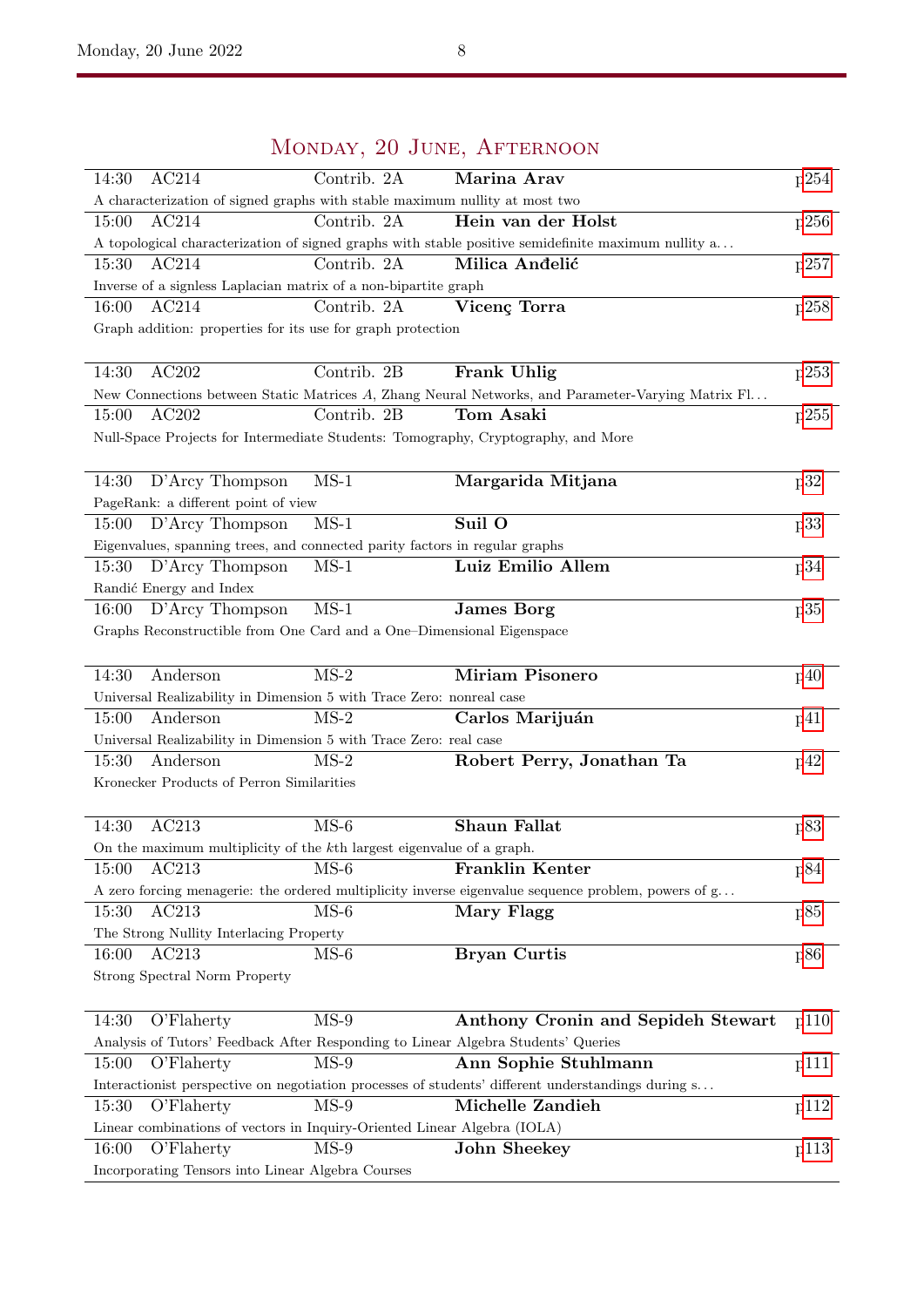# Monday, 20 June, Afternoon

| Time | Room | Session | Speaker | Page |
|---|---|---|---|---|
| 14:30 | AC214 | Contrib. 2A | **Marina Arav** | p254 |
| A characterization of signed graphs with stable maximum nullity at most two | | | | |
| 15:00 | AC214 | Contrib. 2A | **Hein van der Holst** | p256 |
| A topological characterization of signed graphs with stable positive semidefinite maximum nullity a... | | | | |
| 15:30 | AC214 | Contrib. 2A | **Milica Anđelić** | p257 |
| Inverse of a signless Laplacian matrix of a non-bipartite graph | | | | |
| 16:00 | AC214 | Contrib. 2A | **Vicenç Torra** | p258 |
| Graph addition: properties for its use for graph protection | | | | |

| Time | Room | Session | Speaker | Page |
|---|---|---|---|---|
| 14:30 | AC202 | Contrib. 2B | **Frank Uhlig** | p253 |
| New Connections between Static Matrices $A$, Zhang Neural Networks, and Parameter-Varying Matrix Fl... | | | | |
| 15:00 | AC202 | Contrib. 2B | **Tom Asaki** | p255 |
| Null-Space Projects for Intermediate Students: Tomography, Cryptography, and More | | | | |

| Time | Room | Session | Speaker | Page |
|---|---|---|---|---|
| 14:30 | D'Arcy Thompson | MS-1 | **Margarida Mitjana** | p32 |
| PageRank: a different point of view | | | | |
| 15:00 | D'Arcy Thompson | MS-1 | **Suil O** | p33 |
| Eigenvalues, spanning trees, and connected parity factors in regular graphs | | | | |
| 15:30 | D'Arcy Thompson | MS-1 | **Luiz Emilio Allem** | p34 |
| Randić Energy and Index | | | | |
| 16:00 | D'Arcy Thompson | MS-1 | **James Borg** | p35 |
| Graphs Reconstructible from One Card and a One–Dimensional Eigenspace | | | | |

| Time | Room | Session | Speaker | Page |
|---|---|---|---|---|
| 14:30 | Anderson | MS-2 | **Miriam Pisonero** | p40 |
| Universal Realizability in Dimension 5 with Trace Zero: nonreal case | | | | |
| 15:00 | Anderson | MS-2 | **Carlos Marijuán** | p41 |
| Universal Realizability in Dimension 5 with Trace Zero: real case | | | | |
| 15:30 | Anderson | MS-2 | **Robert Perry, Jonathan Ta** | p42 |
| Kronecker Products of Perron Similarities | | | | |

| Time | Room | Session | Speaker | Page |
|---|---|---|---|---|
| 14:30 | AC213 | MS-6 | **Shaun Fallat** | p83 |
| On the maximum multiplicity of the $k$th largest eigenvalue of a graph. | | | | |
| 15:00 | AC213 | MS-6 | **Franklin Kenter** | p84 |
| A zero forcing menagerie: the ordered multiplicity inverse eigenvalue sequence problem, powers of g... | | | | |
| 15:30 | AC213 | MS-6 | **Mary Flagg** | p85 |
| The Strong Nullity Interlacing Property | | | | |
| 16:00 | AC213 | MS-6 | **Bryan Curtis** | p86 |
| Strong Spectral Norm Property | | | | |

| Time | Room | Session | Speaker | Page |
|---|---|---|---|---|
| 14:30 | O'Flaherty | MS-9 | **Anthony Cronin and Sepideh Stewart** | p110 |
| Analysis of Tutors' Feedback After Responding to Linear Algebra Students' Queries | | | | |
| 15:00 | O'Flaherty | MS-9 | **Ann Sophie Stuhlmann** | p111 |
| Interactionist perspective on negotiation processes of students' different understandings during s... | | | | |
| 15:30 | O'Flaherty | MS-9 | **Michelle Zandieh** | p112 |
| Linear combinations of vectors in Inquiry-Oriented Linear Algebra (IOLA) | | | | |
| 16:00 | O'Flaherty | MS-9 | **John Sheekey** | p113 |
| Incorporating Tensors into Linear Algebra Courses | | | | |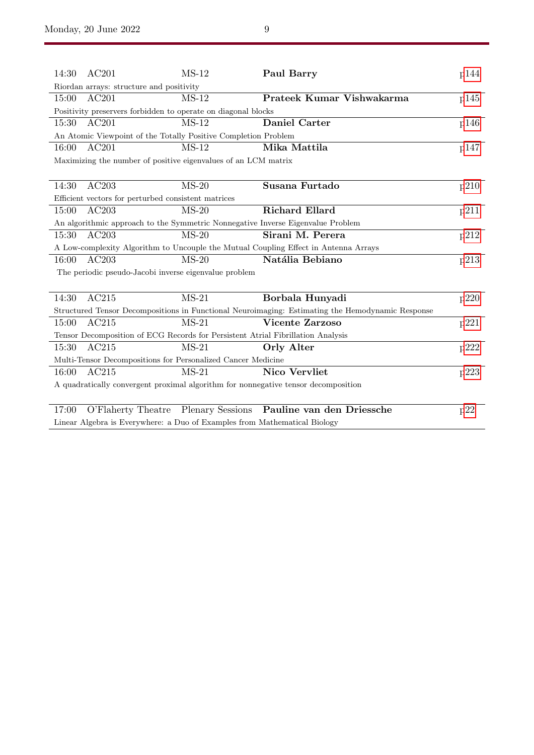| | | | | |
|---|---|---|---|---|
| 14:30 | AC201 | MS-12 | **Paul Barry** | p144 |
| Riordan arrays: structure and positivity | | | | |
| 15:00 | AC201 | MS-12 | **Prateek Kumar Vishwakarma** | p145 |
| Positivity preservers forbidden to operate on diagonal blocks | | | | |
| 15:30 | AC201 | MS-12 | **Daniel Carter** | p146 |
| An Atomic Viewpoint of the Totally Positive Completion Problem | | | | |
| 16:00 | AC201 | MS-12 | **Mika Mattila** | p147 |
| Maximizing the number of positive eigenvalues of an LCM matrix | | | | |

| | | | | |
|---|---|---|---|---|
| 14:30 | AC203 | MS-20 | **Susana Furtado** | p210 |
| Efficient vectors for perturbed consistent matrices | | | | |
| 15:00 | AC203 | MS-20 | **Richard Ellard** | p211 |
| An algorithmic approach to the Symmetric Nonnegative Inverse Eigenvalue Problem | | | | |
| 15:30 | AC203 | MS-20 | **Sirani M. Perera** | p212 |
| A Low-complexity Algorithm to Uncouple the Mutual Coupling Effect in Antenna Arrays | | | | |
| 16:00 | AC203 | MS-20 | **Natália Bebiano** | p213 |
| The periodic pseudo-Jacobi inverse eigenvalue problem | | | | |

| | | | | |
|---|---|---|---|---|
| 14:30 | AC215 | MS-21 | **Borbala Hunyadi** | p220 |
| Structured Tensor Decompositions in Functional Neuroimaging: Estimating the Hemodynamic Response | | | | |
| 15:00 | AC215 | MS-21 | **Vicente Zarzoso** | p221 |
| Tensor Decomposition of ECG Records for Persistent Atrial Fibrillation Analysis | | | | |
| 15:30 | AC215 | MS-21 | **Orly Alter** | p222 |
| Multi-Tensor Decompositions for Personalized Cancer Medicine | | | | |
| 16:00 | AC215 | MS-21 | **Nico Vervliet** | p223 |
| A quadratically convergent proximal algorithm for nonnegative tensor decomposition | | | | |

| | | | | |
|---|---|---|---|---|
| 17:00 | O'Flaherty Theatre | Plenary Sessions | **Pauline van den Driessche** | p22 |
| Linear Algebra is Everywhere: a Duo of Examples from Mathematical Biology | | | | |